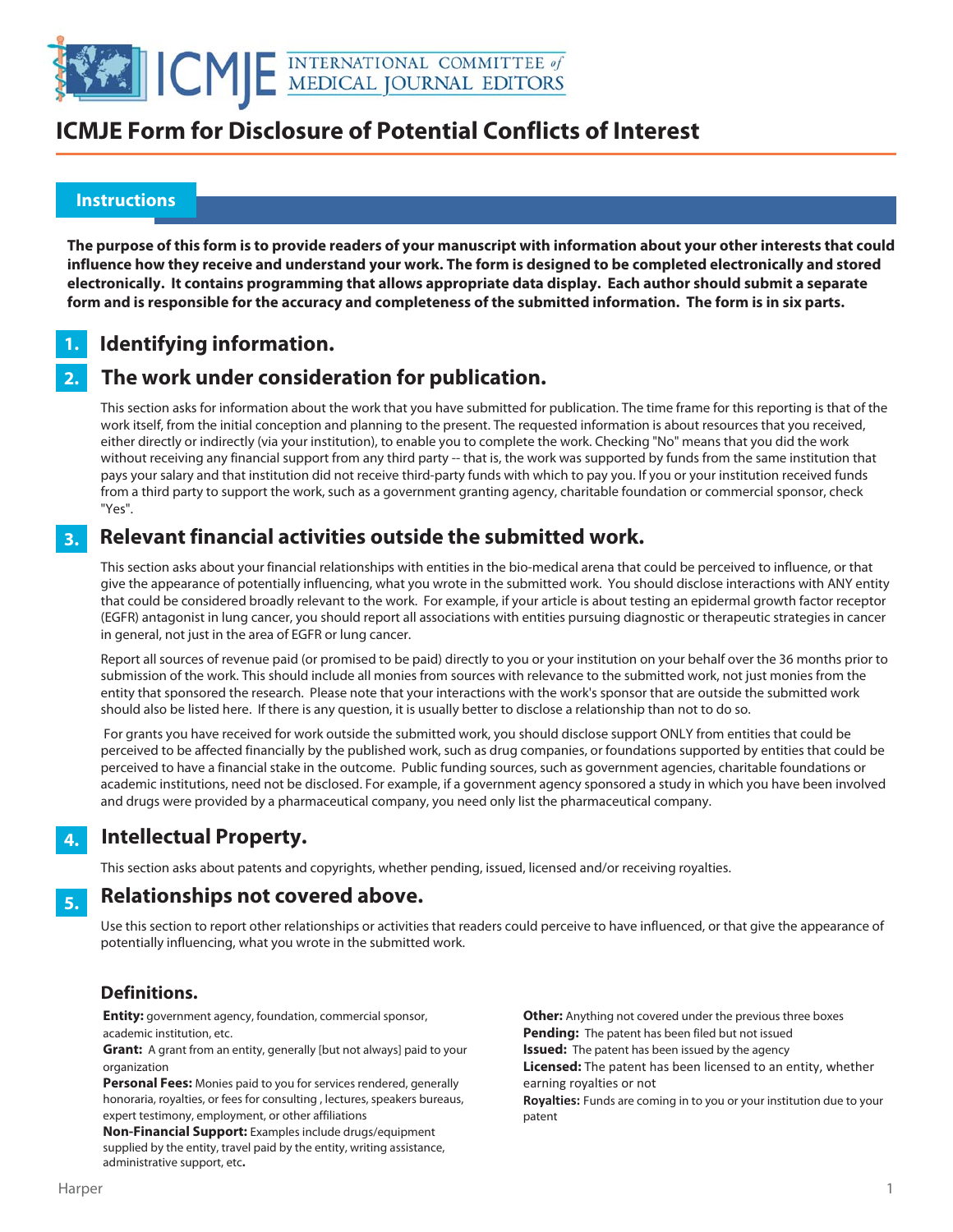# ICMJE Form for Disclosure of Potential Conflicts of Interest

## Instructions

**The purpose of this form is to provide readers of your manuscript with information about your other interests that could influence how they receive and understand your work. The form is designed to be completed electronically and stored electronically. It contains programming that allows appropriate data display. Each author should submit a separate form and is responsible for the accuracy and completeness of the submitted information. The form is in six parts.**

## 1. Identifying information.

## 2. The work under consideration for publication.

This section asks for information about the work that you have submitted for publication. The time frame for this reporting is that of the work itself, from the initial conception and planning to the present. The requested information is about resources that you received, either directly or indirectly (via your institution), to enable you to complete the work. Checking "No" means that you did the work without receiving any financial support from any third party -- that is, the work was supported by funds from the same institution that pays your salary and that institution did not receive third-party funds with which to pay you. If you or your institution received funds from a third party to support the work, such as a government granting agency, charitable foundation or commercial sponsor, check "Yes".

## 3. Relevant financial activities outside the submitted work.

This section asks about your financial relationships with entities in the bio-medical arena that could be perceived to influence, or that give the appearance of potentially influencing, what you wrote in the submitted work. You should disclose interactions with ANY entity that could be considered broadly relevant to the work. For example, if your article is about testing an epidermal growth factor receptor (EGFR) antagonist in lung cancer, you should report all associations with entities pursuing diagnostic or therapeutic strategies in cancer in general, not just in the area of EGFR or lung cancer.

Report all sources of revenue paid (or promised to be paid) directly to you or your institution on your behalf over the 36 months prior to submission of the work. This should include all monies from sources with relevance to the submitted work, not just monies from the entity that sponsored the research. Please note that your interactions with the work's sponsor that are outside the submitted work should also be listed here. If there is any question, it is usually better to disclose a relationship than not to do so.

For grants you have received for work outside the submitted work, you should disclose support ONLY from entities that could be perceived to be affected financially by the published work, such as drug companies, or foundations supported by entities that could be perceived to have a financial stake in the outcome. Public funding sources, such as government agencies, charitable foundations or academic institutions, need not be disclosed. For example, if a government agency sponsored a study in which you have been involved and drugs were provided by a pharmaceutical company, you need only list the pharmaceutical company.

## 4. Intellectual Property.

This section asks about patents and copyrights, whether pending, issued, licensed and/or receiving royalties.

## 5. Relationships not covered above.

Use this section to report other relationships or activities that readers could perceive to have influenced, or that give the appearance of potentially influencing, what you wrote in the submitted work.

### Definitions.

**Entity:** government agency, foundation, commercial sponsor, academic institution, etc.

**Grant:** A grant from an entity, generally [but not always] paid to your organization

**Personal Fees:** Monies paid to you for services rendered, generally honoraria, royalties, or fees for consulting , lectures, speakers bureaus, expert testimony, employment, or other affiliations

**Non-Financial Support:** Examples include drugs/equipment supplied by the entity, travel paid by the entity, writing assistance, administrative support, etc**.**

**Other:** Anything not covered under the previous three boxes

**Pending:** The patent has been filed but not issued

**Issued:** The patent has been issued by the agency

**Licensed:** The patent has been licensed to an entity, whether earning royalties or not

**Royalties:** Funds are coming in to you or your institution due to your patent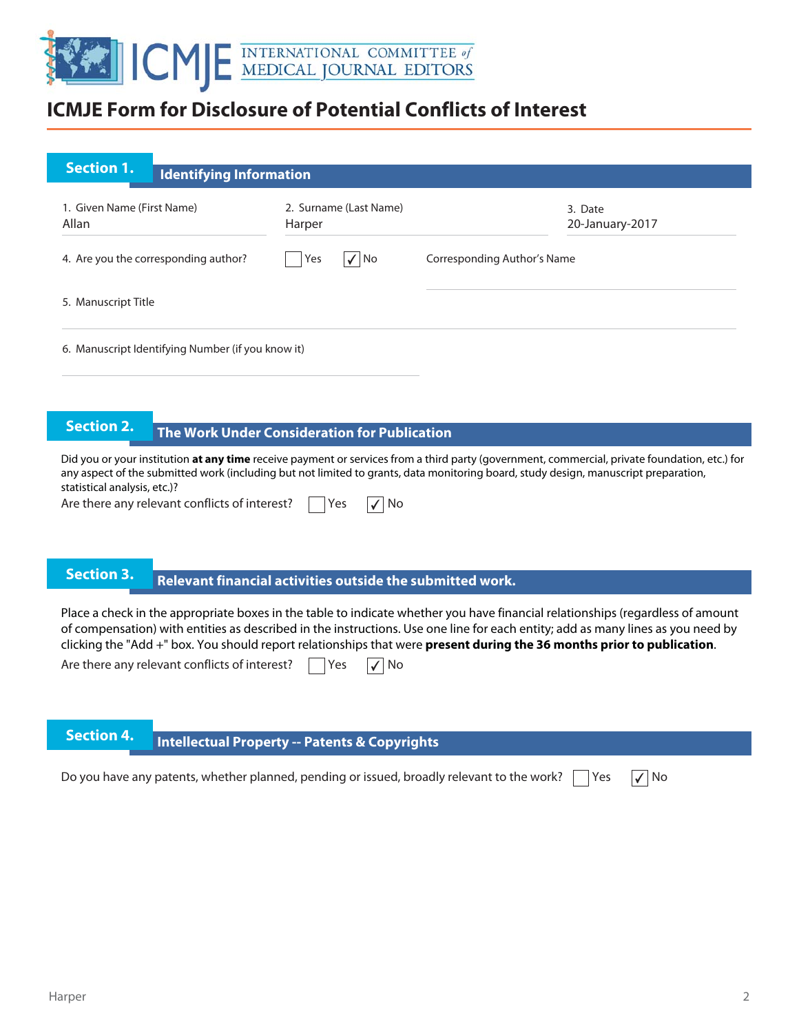# ICMJE Form for Disclosure of Potential Conflicts of Interest

## Section 1. Identifying Information

1. Given Name (First Name): Allan
2. Surname (Last Name): Harper
3. Date: 20-January-2017
4. Are you the corresponding author? ☐ Yes ☑ No

   Corresponding Author's Name:
5. Manuscript Title:
6. Manuscript Identifying Number (if you know it):

## Section 2. The Work Under Consideration for Publication

Did you or your institution **at any time** receive payment or services from a third party (government, commercial, private foundation, etc.) for any aspect of the submitted work (including but not limited to grants, data monitoring board, study design, manuscript preparation, statistical analysis, etc.)?

Are there any relevant conflicts of interest? ☐ Yes ☑ No

## Section 3. Relevant financial activities outside the submitted work.

Place a check in the appropriate boxes in the table to indicate whether you have financial relationships (regardless of amount of compensation) with entities as described in the instructions. Use one line for each entity; add as many lines as you need by clicking the "Add +" box. You should report relationships that were **present during the 36 months prior to publication**.

Are there any relevant conflicts of interest? ☐ Yes ☑ No

## Section 4. Intellectual Property -- Patents & Copyrights

Do you have any patents, whether planned, pending or issued, broadly relevant to the work? ☐ Yes ☑ No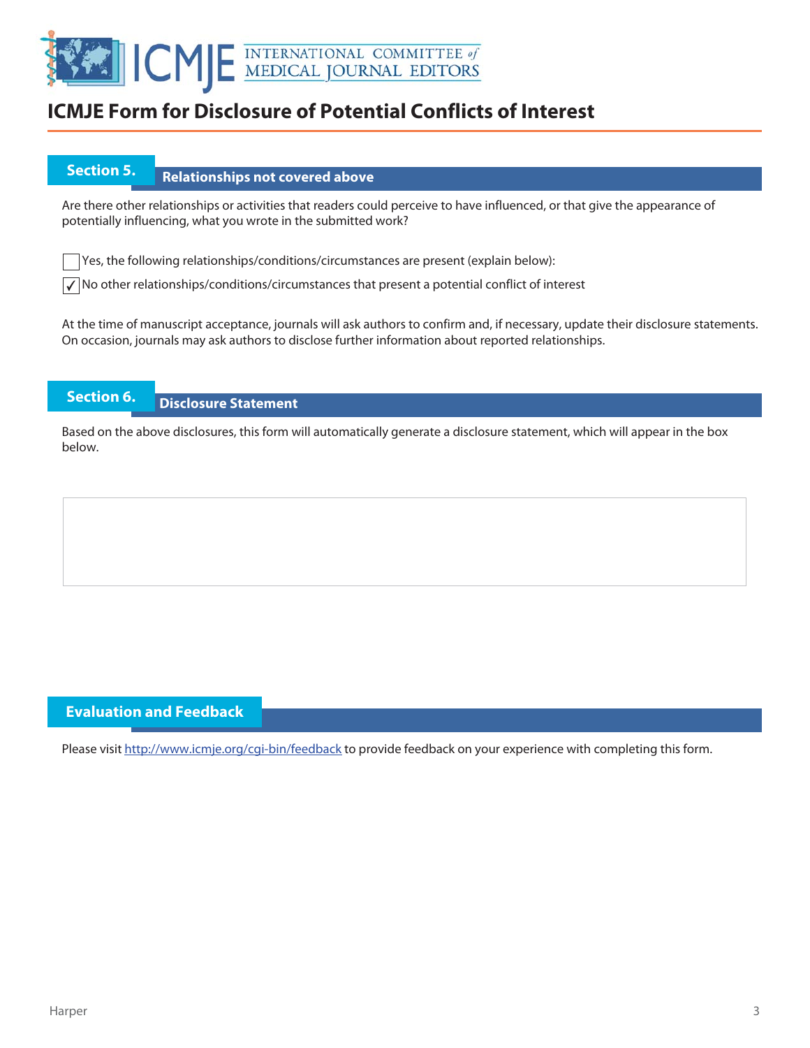# ICMJE Form for Disclosure of Potential Conflicts of Interest

## Section 5. Relationships not covered above

Are there other relationships or activities that readers could perceive to have influenced, or that give the appearance of potentially influencing, what you wrote in the submitted work?

☐ Yes, the following relationships/conditions/circumstances are present (explain below):

☑ No other relationships/conditions/circumstances that present a potential conflict of interest

At the time of manuscript acceptance, journals will ask authors to confirm and, if necessary, update their disclosure statements. On occasion, journals may ask authors to disclose further information about reported relationships.

## Section 6. Disclosure Statement

Based on the above disclosures, this form will automatically generate a disclosure statement, which will appear in the box below.

## Evaluation and Feedback

Please visit http://www.icmje.org/cgi-bin/feedback to provide feedback on your experience with completing this form.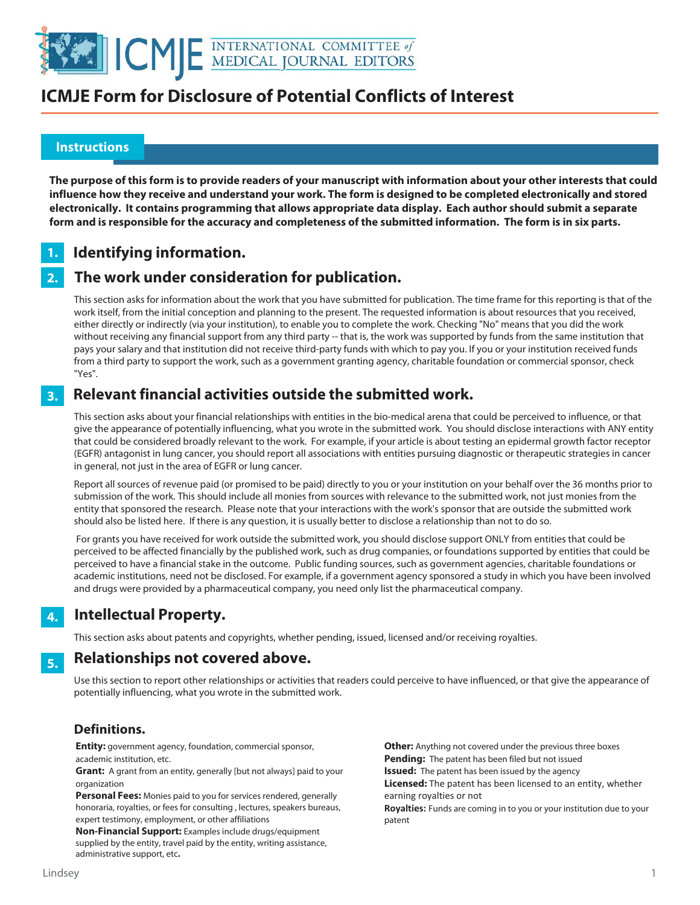# ICMJE Form for Disclosure of Potential Conflicts of Interest

## Instructions

**The purpose of this form is to provide readers of your manuscript with information about your other interests that could influence how they receive and understand your work. The form is designed to be completed electronically and stored electronically. It contains programming that allows appropriate data display. Each author should submit a separate form and is responsible for the accuracy and completeness of the submitted information. The form is in six parts.**

## 1. Identifying information.

## 2. The work under consideration for publication.

This section asks for information about the work that you have submitted for publication. The time frame for this reporting is that of the work itself, from the initial conception and planning to the present. The requested information is about resources that you received, either directly or indirectly (via your institution), to enable you to complete the work. Checking "No" means that you did the work without receiving any financial support from any third party -- that is, the work was supported by funds from the same institution that pays your salary and that institution did not receive third-party funds with which to pay you. If you or your institution received funds from a third party to support the work, such as a government granting agency, charitable foundation or commercial sponsor, check "Yes".

## 3. Relevant financial activities outside the submitted work.

This section asks about your financial relationships with entities in the bio-medical arena that could be perceived to influence, or that give the appearance of potentially influencing, what you wrote in the submitted work. You should disclose interactions with ANY entity that could be considered broadly relevant to the work. For example, if your article is about testing an epidermal growth factor receptor (EGFR) antagonist in lung cancer, you should report all associations with entities pursuing diagnostic or therapeutic strategies in cancer in general, not just in the area of EGFR or lung cancer.

Report all sources of revenue paid (or promised to be paid) directly to you or your institution on your behalf over the 36 months prior to submission of the work. This should include all monies from sources with relevance to the submitted work, not just monies from the entity that sponsored the research. Please note that your interactions with the work's sponsor that are outside the submitted work should also be listed here. If there is any question, it is usually better to disclose a relationship than not to do so.

For grants you have received for work outside the submitted work, you should disclose support ONLY from entities that could be perceived to be affected financially by the published work, such as drug companies, or foundations supported by entities that could be perceived to have a financial stake in the outcome. Public funding sources, such as government agencies, charitable foundations or academic institutions, need not be disclosed. For example, if a government agency sponsored a study in which you have been involved and drugs were provided by a pharmaceutical company, you need only list the pharmaceutical company.

## 4. Intellectual Property.

This section asks about patents and copyrights, whether pending, issued, licensed and/or receiving royalties.

## 5. Relationships not covered above.

Use this section to report other relationships or activities that readers could perceive to have influenced, or that give the appearance of potentially influencing, what you wrote in the submitted work.

### Definitions.

**Entity:** government agency, foundation, commercial sponsor, academic institution, etc.

**Grant:** A grant from an entity, generally [but not always] paid to your organization

**Personal Fees:** Monies paid to you for services rendered, generally honoraria, royalties, or fees for consulting , lectures, speakers bureaus, expert testimony, employment, or other affiliations

**Non-Financial Support:** Examples include drugs/equipment supplied by the entity, travel paid by the entity, writing assistance, administrative support, etc**.**

**Other:** Anything not covered under the previous three boxes

**Pending:** The patent has been filed but not issued

**Issued:** The patent has been issued by the agency

**Licensed:** The patent has been licensed to an entity, whether earning royalties or not

**Royalties:** Funds are coming in to you or your institution due to your patent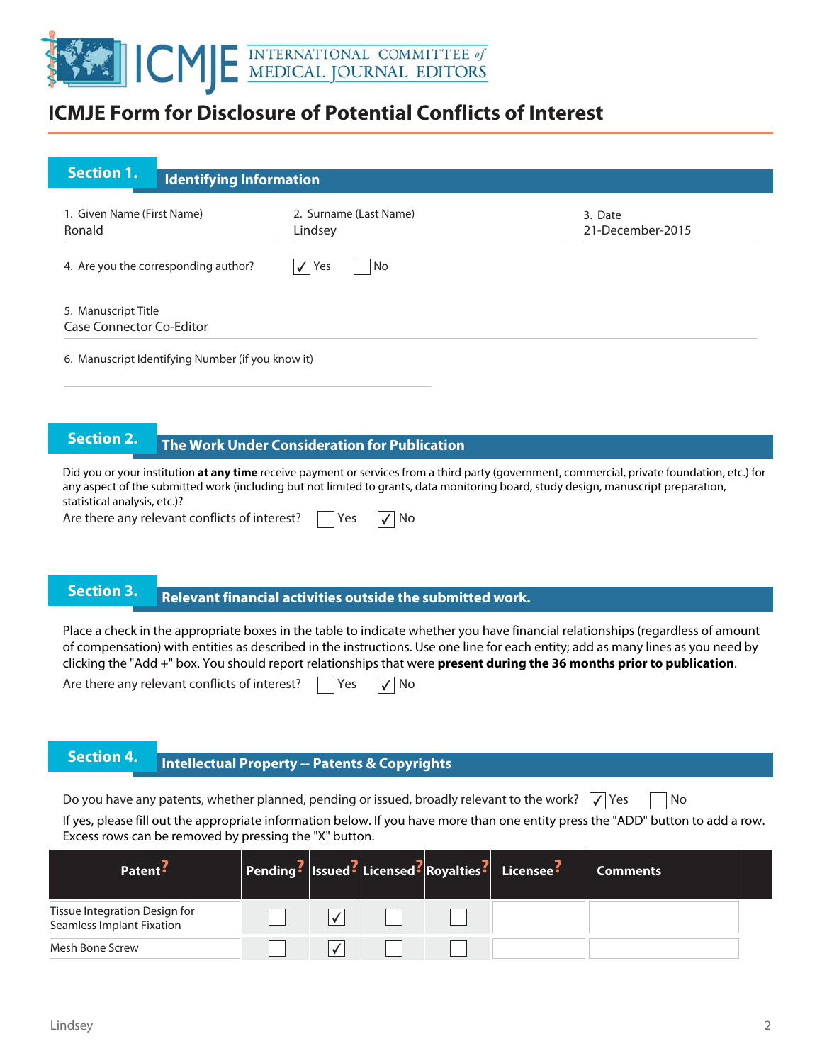# ICMJE Form for Disclosure of Potential Conflicts of Interest

## Section 1. Identifying Information

1. Given Name (First Name)
Ronald

2. Surname (Last Name)
Lindsey

3. Date
21-December-2015

4. Are you the corresponding author? ☑ Yes ☐ No

5. Manuscript Title
Case Connector Co-Editor

6. Manuscript Identifying Number (if you know it)

## Section 2. The Work Under Consideration for Publication

Did you or your institution **at any time** receive payment or services from a third party (government, commercial, private foundation, etc.) for any aspect of the submitted work (including but not limited to grants, data monitoring board, study design, manuscript preparation, statistical analysis, etc.)?

Are there any relevant conflicts of interest? ☐ Yes ☑ No

## Section 3. Relevant financial activities outside the submitted work.

Place a check in the appropriate boxes in the table to indicate whether you have financial relationships (regardless of amount of compensation) with entities as described in the instructions. Use one line for each entity; add as many lines as you need by clicking the "Add +" box. You should report relationships that were **present during the 36 months prior to publication**.

Are there any relevant conflicts of interest? ☐ Yes ☑ No

## Section 4. Intellectual Property -- Patents & Copyrights

Do you have any patents, whether planned, pending or issued, broadly relevant to the work? ☑ Yes ☐ No

If yes, please fill out the appropriate information below. If you have more than one entity press the "ADD" button to add a row. Excess rows can be removed by pressing the "X" button.

| Patent | Pending | Issued | Licensed | Royalties | Licensee | Comments |
|---|---|---|---|---|---|---|
| Tissue Integration Design for Seamless Implant Fixation | ☐ | ☑ | ☐ | ☐ | | |
| Mesh Bone Screw | ☐ | ☑ | ☐ | ☐ | | |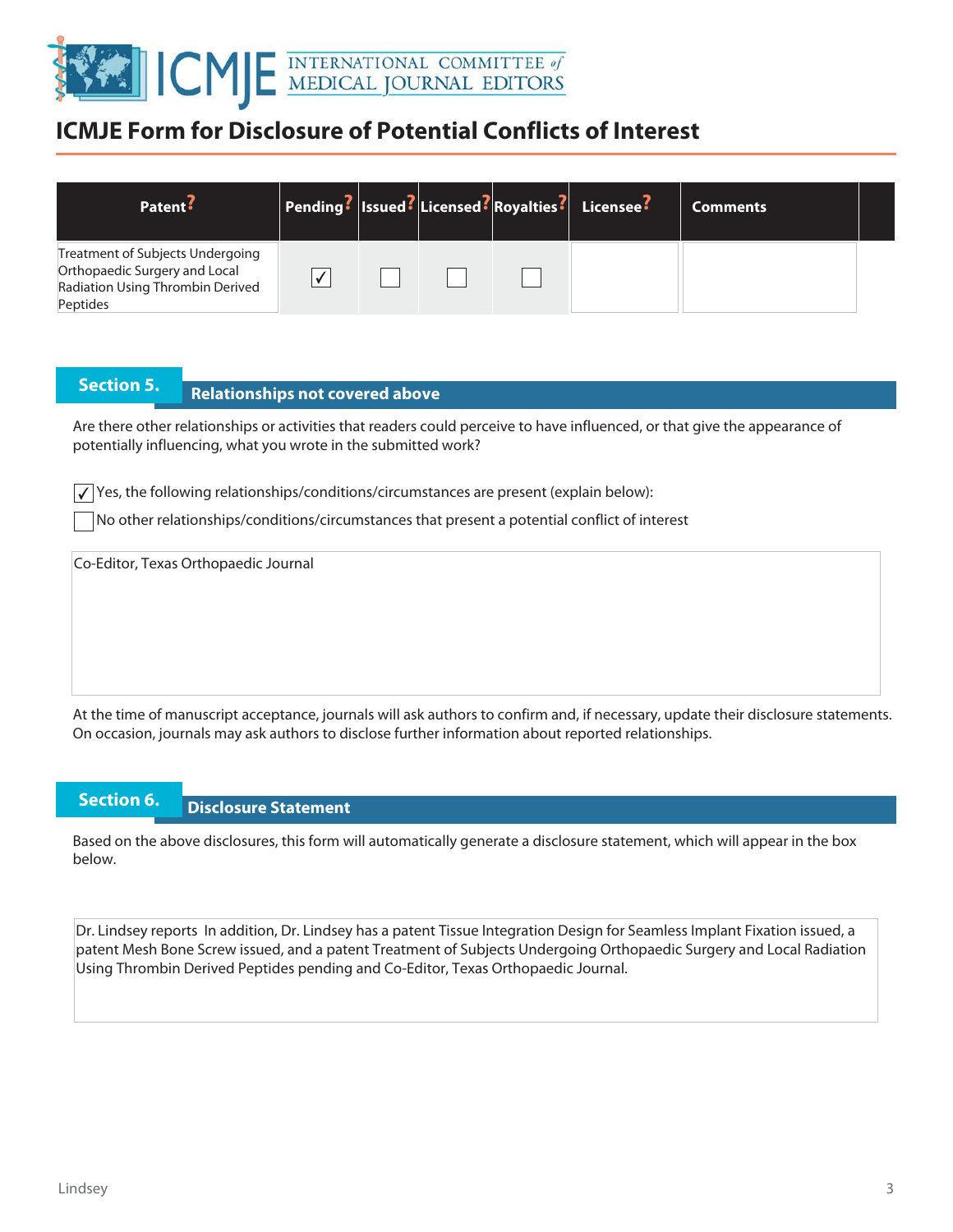# ICMJE Form for Disclosure of Potential Conflicts of Interest

| Patent | Pending | Issued | Licensed | Royalties | Licensee | Comments |
|---|---|---|---|---|---|---|
| Treatment of Subjects Undergoing Orthopaedic Surgery and Local Radiation Using Thrombin Derived Peptides | ☑ | ☐ | ☐ | ☐ | | |

## Section 5. Relationships not covered above

Are there other relationships or activities that readers could perceive to have influenced, or that give the appearance of potentially influencing, what you wrote in the submitted work?

☑ Yes, the following relationships/conditions/circumstances are present (explain below):

☐ No other relationships/conditions/circumstances that present a potential conflict of interest

Co-Editor, Texas Orthopaedic Journal

At the time of manuscript acceptance, journals will ask authors to confirm and, if necessary, update their disclosure statements. On occasion, journals may ask authors to disclose further information about reported relationships.

## Section 6. Disclosure Statement

Based on the above disclosures, this form will automatically generate a disclosure statement, which will appear in the box below.

Dr. Lindsey reports In addition, Dr. Lindsey has a patent Tissue Integration Design for Seamless Implant Fixation issued, a patent Mesh Bone Screw issued, and a patent Treatment of Subjects Undergoing Orthopaedic Surgery and Local Radiation Using Thrombin Derived Peptides pending and Co-Editor, Texas Orthopaedic Journal.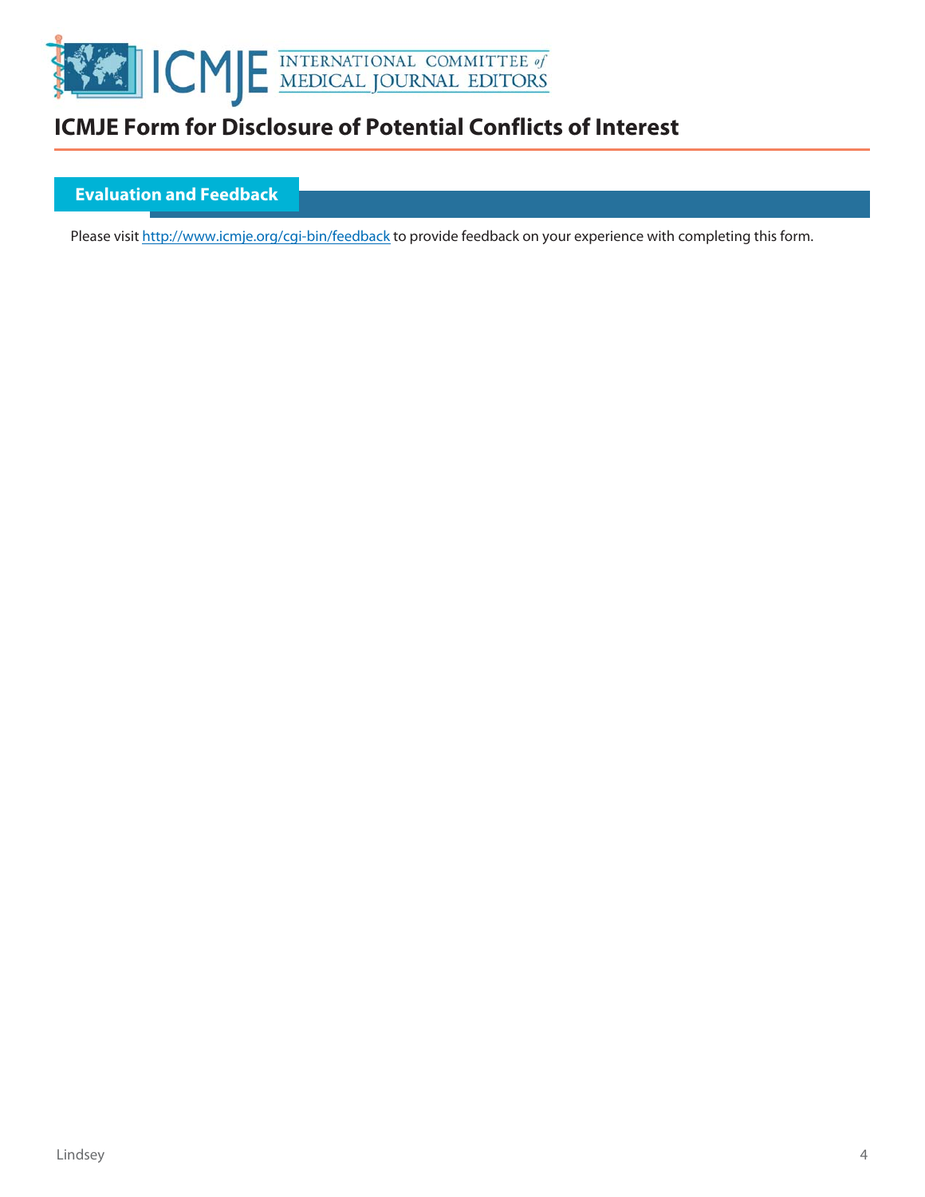# ICMJE Form for Disclosure of Potential Conflicts of Interest

## Evaluation and Feedback

Please visit http://www.icmje.org/cgi-bin/feedback to provide feedback on your experience with completing this form.